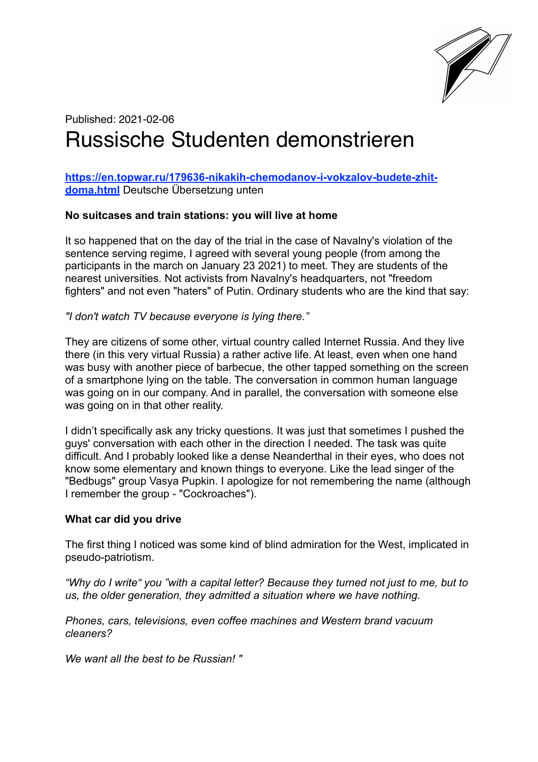Published: 2021-02-06

# Russische Studenten demonstrieren

[https://en.topwar.ru/179636-nikakih-chemodanov-i-vokzalov-budete-zhit-doma.html](https://en.topwar.ru/179636-nikakih-chemodanov-i-vokzalov-budete-zhit-doma.html) Deutsche Übersetzung unten

**No suitcases and train stations: you will live at home**

It so happened that on the day of the trial in the case of Navalny's violation of the sentence serving regime, I agreed with several young people (from among the participants in the march on January 23 2021) to meet. They are students of the nearest universities. Not activists from Navalny's headquarters, not "freedom fighters" and not even "haters" of Putin. Ordinary students who are the kind that say:

*"I don't watch TV because everyone is lying there."*

They are citizens of some other, virtual country called Internet Russia. And they live there (in this very virtual Russia) a rather active life. At least, even when one hand was busy with another piece of barbecue, the other tapped something on the screen of a smartphone lying on the table. The conversation in common human language was going on in our company. And in parallel, the conversation with someone else was going on in that other reality.

I didn't specifically ask any tricky questions. It was just that sometimes I pushed the guys' conversation with each other in the direction I needed. The task was quite difficult. And I probably looked like a dense Neanderthal in their eyes, who does not know some elementary and known things to everyone. Like the lead singer of the "Bedbugs" group Vasya Pupkin. I apologize for not remembering the name (although I remember the group - "Cockroaches").

**What car did you drive**

The first thing I noticed was some kind of blind admiration for the West, implicated in pseudo-patriotism.

*"Why do I write" you "with a capital letter? Because they turned not just to me, but to us, the older generation, they admitted a situation where we have nothing.*

*Phones, cars, televisions, even coffee machines and Western brand vacuum cleaners?*

*We want all the best to be Russian! "*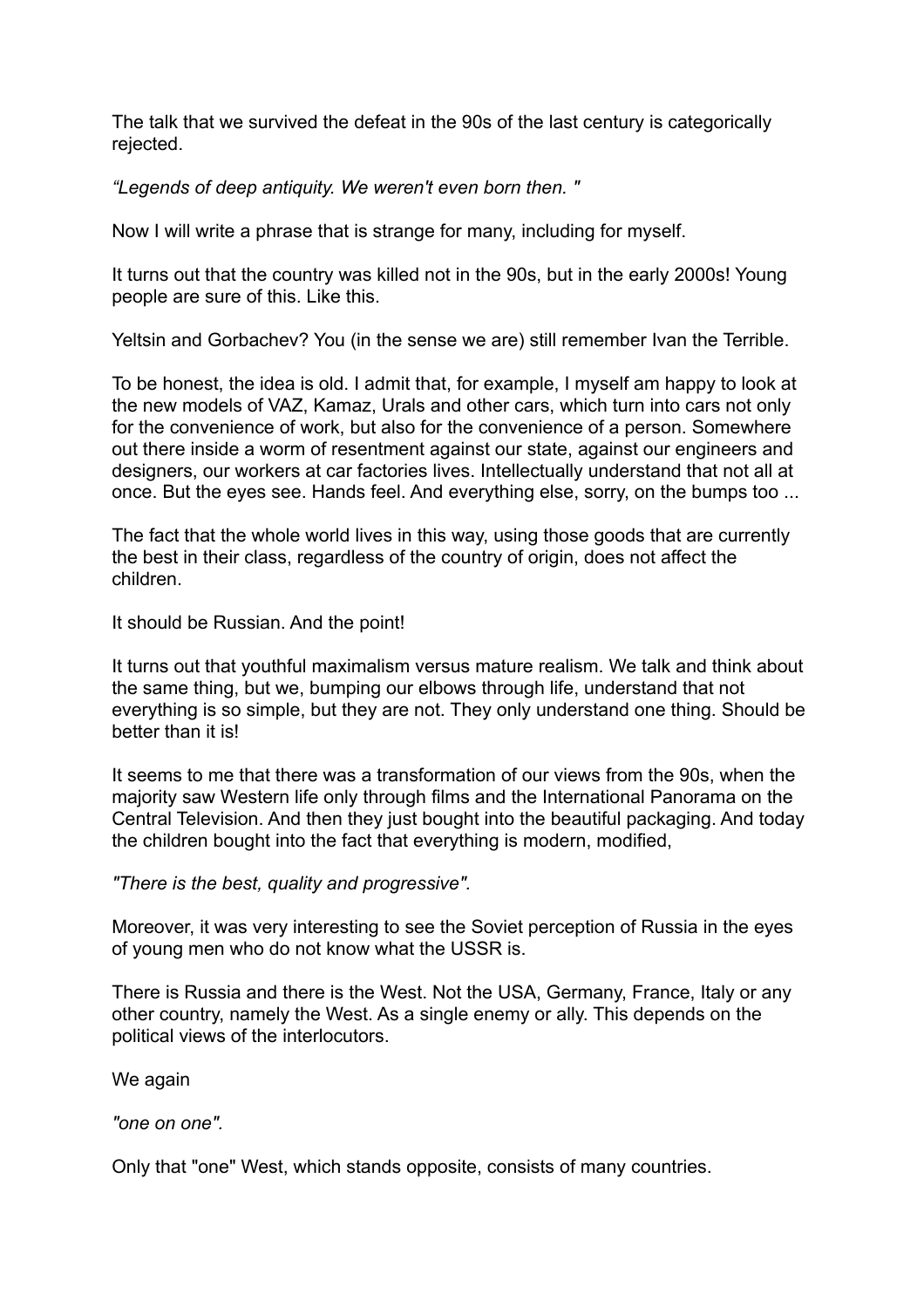The talk that we survived the defeat in the 90s of the last century is categorically rejected.

*“Legends of deep antiquity. We weren't even born then. "*

Now I will write a phrase that is strange for many, including for myself.

It turns out that the country was killed not in the 90s, but in the early 2000s! Young people are sure of this. Like this.

Yeltsin and Gorbachev? You (in the sense we are) still remember Ivan the Terrible.

To be honest, the idea is old. I admit that, for example, I myself am happy to look at the new models of VAZ, Kamaz, Urals and other cars, which turn into cars not only for the convenience of work, but also for the convenience of a person. Somewhere out there inside a worm of resentment against our state, against our engineers and designers, our workers at car factories lives. Intellectually understand that not all at once. But the eyes see. Hands feel. And everything else, sorry, on the bumps too ...

The fact that the whole world lives in this way, using those goods that are currently the best in their class, regardless of the country of origin, does not affect the children.

It should be Russian. And the point!

It turns out that youthful maximalism versus mature realism. We talk and think about the same thing, but we, bumping our elbows through life, understand that not everything is so simple, but they are not. They only understand one thing. Should be better than it is!

It seems to me that there was a transformation of our views from the 90s, when the majority saw Western life only through films and the International Panorama on the Central Television. And then they just bought into the beautiful packaging. And today the children bought into the fact that everything is modern, modified,

*"There is the best, quality and progressive".*

Moreover, it was very interesting to see the Soviet perception of Russia in the eyes of young men who do not know what the USSR is.

There is Russia and there is the West. Not the USA, Germany, France, Italy or any other country, namely the West. As a single enemy or ally. This depends on the political views of the interlocutors.

We again

*"one on one".*

Only that "one" West, which stands opposite, consists of many countries.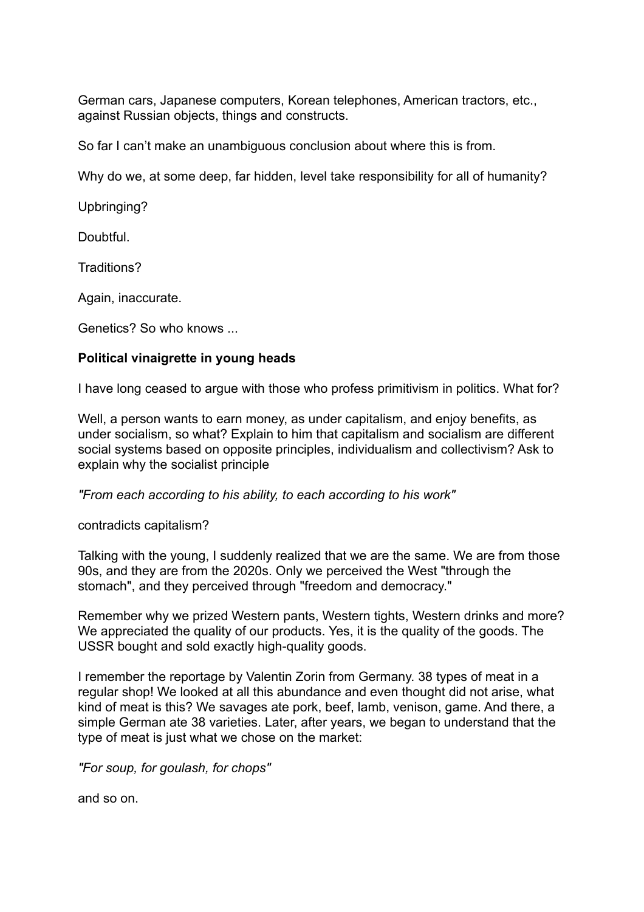German cars, Japanese computers, Korean telephones, American tractors, etc., against Russian objects, things and constructs.

So far I can't make an unambiguous conclusion about where this is from.

Why do we, at some deep, far hidden, level take responsibility for all of humanity?

Upbringing?

Doubtful.

Traditions?

Again, inaccurate.

Genetics? So who knows ...

**Political vinaigrette in young heads**

I have long ceased to argue with those who profess primitivism in politics. What for?

Well, a person wants to earn money, as under capitalism, and enjoy benefits, as under socialism, so what? Explain to him that capitalism and socialism are different social systems based on opposite principles, individualism and collectivism? Ask to explain why the socialist principle

*"From each according to his ability, to each according to his work"*

contradicts capitalism?

Talking with the young, I suddenly realized that we are the same. We are from those 90s, and they are from the 2020s. Only we perceived the West "through the stomach", and they perceived through "freedom and democracy."

Remember why we prized Western pants, Western tights, Western drinks and more? We appreciated the quality of our products. Yes, it is the quality of the goods. The USSR bought and sold exactly high-quality goods.

I remember the reportage by Valentin Zorin from Germany. 38 types of meat in a regular shop! We looked at all this abundance and even thought did not arise, what kind of meat is this? We savages ate pork, beef, lamb, venison, game. And there, a simple German ate 38 varieties. Later, after years, we began to understand that the type of meat is just what we chose on the market:

*"For soup, for goulash, for chops"*

and so on.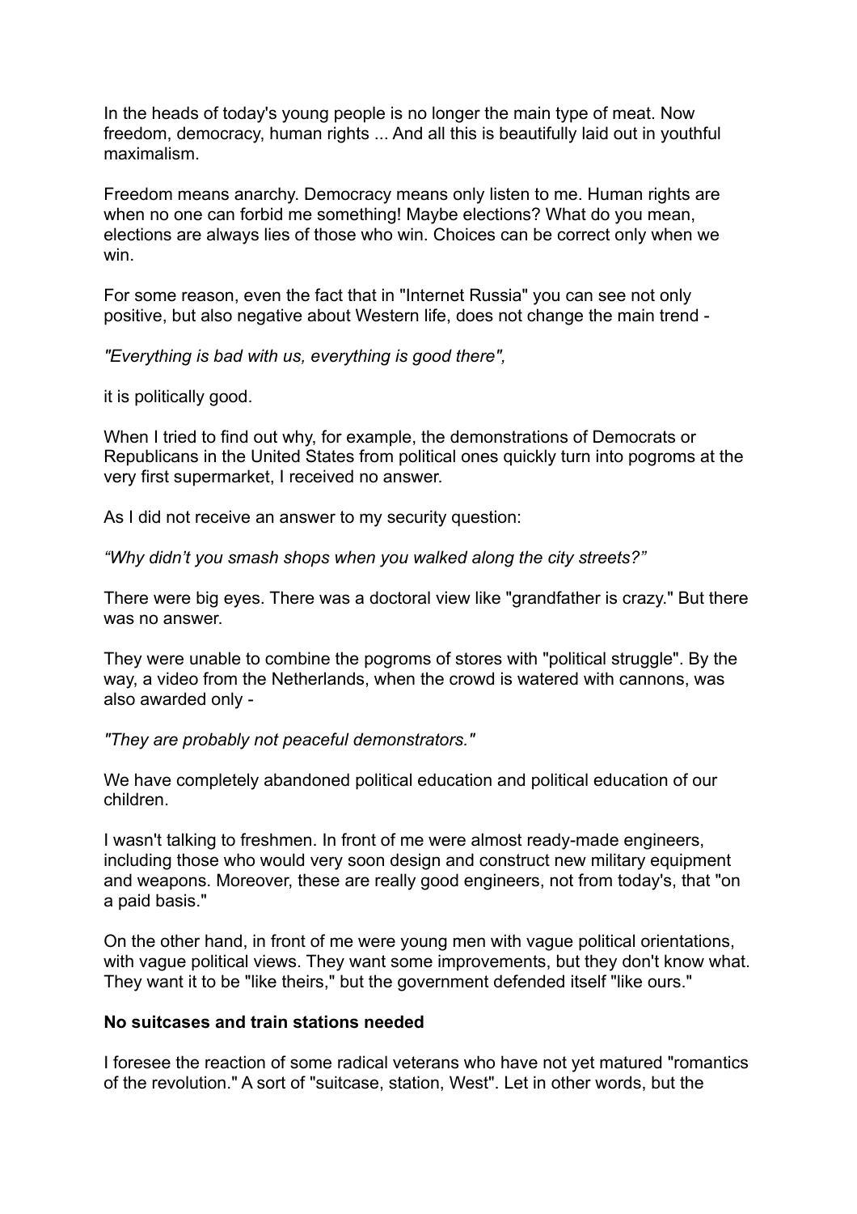In the heads of today's young people is no longer the main type of meat. Now freedom, democracy, human rights ... And all this is beautifully laid out in youthful maximalism.

Freedom means anarchy. Democracy means only listen to me. Human rights are when no one can forbid me something! Maybe elections? What do you mean, elections are always lies of those who win. Choices can be correct only when we win.

For some reason, even the fact that in "Internet Russia" you can see not only positive, but also negative about Western life, does not change the main trend -

*"Everything is bad with us, everything is good there",*

it is politically good.

When I tried to find out why, for example, the demonstrations of Democrats or Republicans in the United States from political ones quickly turn into pogroms at the very first supermarket, I received no answer.

As I did not receive an answer to my security question:

*"Why didn't you smash shops when you walked along the city streets?"*

There were big eyes. There was a doctoral view like "grandfather is crazy." But there was no answer.

They were unable to combine the pogroms of stores with "political struggle". By the way, a video from the Netherlands, when the crowd is watered with cannons, was also awarded only -

*"They are probably not peaceful demonstrators."*

We have completely abandoned political education and political education of our children.

I wasn't talking to freshmen. In front of me were almost ready-made engineers, including those who would very soon design and construct new military equipment and weapons. Moreover, these are really good engineers, not from today's, that "on a paid basis."

On the other hand, in front of me were young men with vague political orientations, with vague political views. They want some improvements, but they don't know what. They want it to be "like theirs," but the government defended itself "like ours."

**No suitcases and train stations needed**

I foresee the reaction of some radical veterans who have not yet matured "romantics of the revolution." A sort of "suitcase, station, West". Let in other words, but the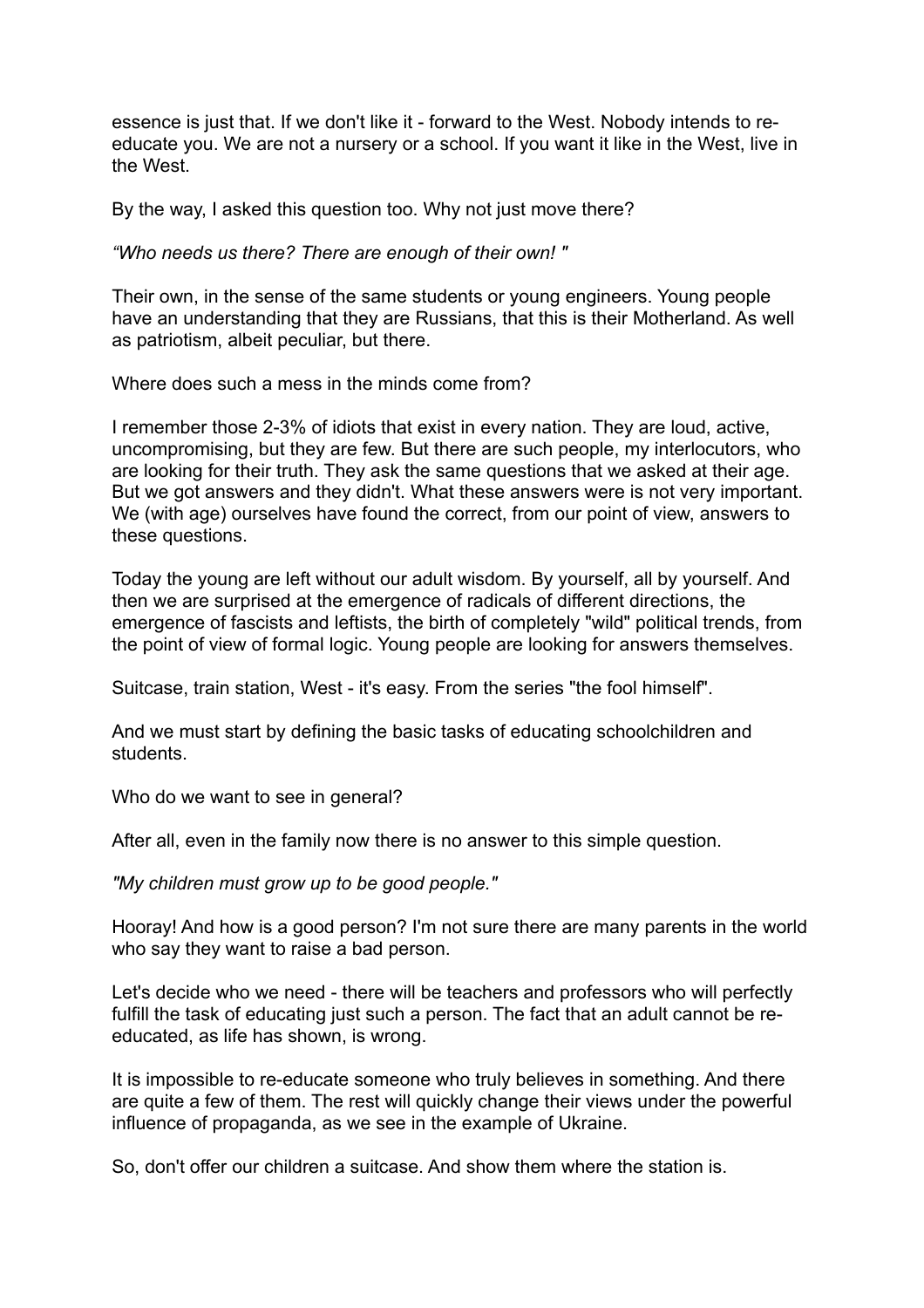essence is just that. If we don't like it - forward to the West. Nobody intends to re-educate you. We are not a nursery or a school. If you want it like in the West, live in the West.

By the way, I asked this question too. Why not just move there?

*"Who needs us there? There are enough of their own! "*

Their own, in the sense of the same students or young engineers. Young people have an understanding that they are Russians, that this is their Motherland. As well as patriotism, albeit peculiar, but there.

Where does such a mess in the minds come from?

I remember those 2-3% of idiots that exist in every nation. They are loud, active, uncompromising, but they are few. But there are such people, my interlocutors, who are looking for their truth. They ask the same questions that we asked at their age. But we got answers and they didn't. What these answers were is not very important. We (with age) ourselves have found the correct, from our point of view, answers to these questions.

Today the young are left without our adult wisdom. By yourself, all by yourself. And then we are surprised at the emergence of radicals of different directions, the emergence of fascists and leftists, the birth of completely "wild" political trends, from the point of view of formal logic. Young people are looking for answers themselves.

Suitcase, train station, West - it's easy. From the series "the fool himself".

And we must start by defining the basic tasks of educating schoolchildren and students.

Who do we want to see in general?

After all, even in the family now there is no answer to this simple question.

*"My children must grow up to be good people."*

Hooray! And how is a good person? I'm not sure there are many parents in the world who say they want to raise a bad person.

Let's decide who we need - there will be teachers and professors who will perfectly fulfill the task of educating just such a person. The fact that an adult cannot be re-educated, as life has shown, is wrong.

It is impossible to re-educate someone who truly believes in something. And there are quite a few of them. The rest will quickly change their views under the powerful influence of propaganda, as we see in the example of Ukraine.

So, don't offer our children a suitcase. And show them where the station is.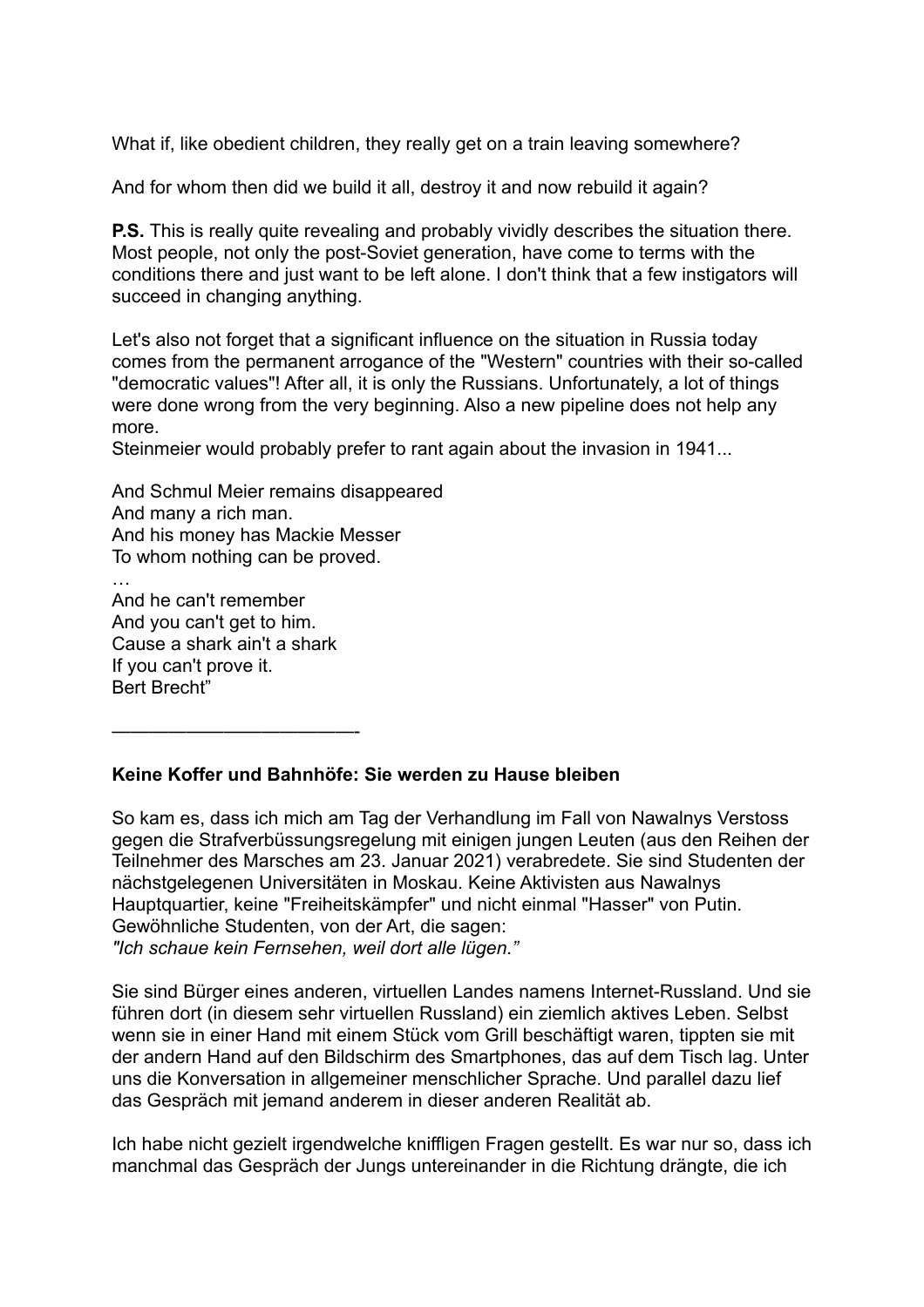What if, like obedient children, they really get on a train leaving somewhere?

And for whom then did we build it all, destroy it and now rebuild it again?

**P.S.** This is really quite revealing and probably vividly describes the situation there. Most people, not only the post-Soviet generation, have come to terms with the conditions there and just want to be left alone. I don't think that a few instigators will succeed in changing anything.

Let's also not forget that a significant influence on the situation in Russia today comes from the permanent arrogance of the "Western" countries with their so-called "democratic values"! After all, it is only the Russians. Unfortunately, a lot of things were done wrong from the very beginning. Also a new pipeline does not help any more.
Steinmeier would probably prefer to rant again about the invasion in 1941...

And Schmul Meier remains disappeared
And many a rich man.
And his money has Mackie Messer
To whom nothing can be proved.
…
And he can't remember
And you can't get to him.
Cause a shark ain't a shark
If you can't prove it.
Bert Brecht"

————————————————-

**Keine Koffer und Bahnhöfe: Sie werden zu Hause bleiben**

So kam es, dass ich mich am Tag der Verhandlung im Fall von Nawalnys Verstoss gegen die Strafverbüssungsregelung mit einigen jungen Leuten (aus den Reihen der Teilnehmer des Marsches am 23. Januar 2021) verabredete. Sie sind Studenten der nächstgelegenen Universitäten in Moskau. Keine Aktivisten aus Nawalnys Hauptquartier, keine "Freiheitskämpfer" und nicht einmal "Hasser" von Putin. Gewöhnliche Studenten, von der Art, die sagen:
*"Ich schaue kein Fernsehen, weil dort alle lügen."*

Sie sind Bürger eines anderen, virtuellen Landes namens Internet-Russland. Und sie führen dort (in diesem sehr virtuellen Russland) ein ziemlich aktives Leben. Selbst wenn sie in einer Hand mit einem Stück vom Grill beschäftigt waren, tippten sie mit der andern Hand auf den Bildschirm des Smartphones, das auf dem Tisch lag. Unter uns die Konversation in allgemeiner menschlicher Sprache. Und parallel dazu lief das Gespräch mit jemand anderem in dieser anderen Realität ab.

Ich habe nicht gezielt irgendwelche kniffligen Fragen gestellt. Es war nur so, dass ich manchmal das Gespräch der Jungs untereinander in die Richtung drängte, die ich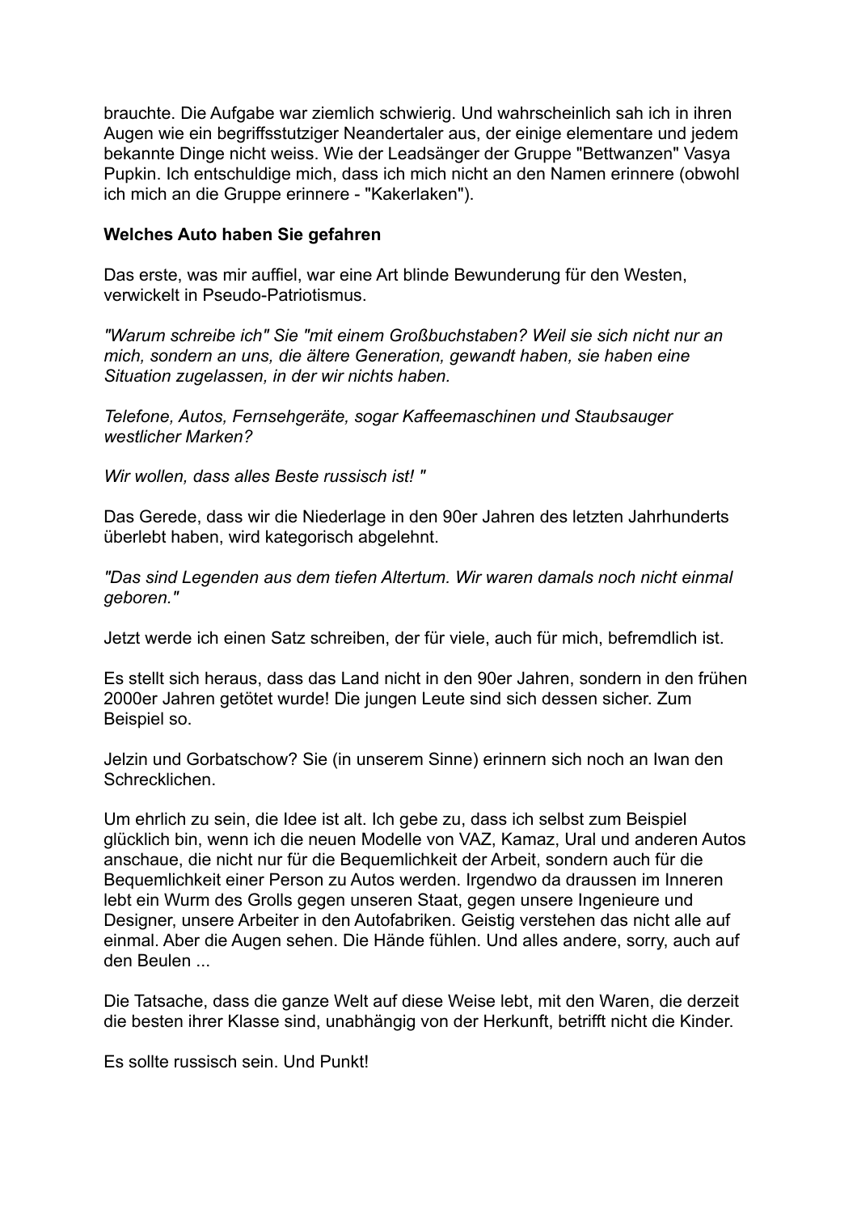brauchte. Die Aufgabe war ziemlich schwierig. Und wahrscheinlich sah ich in ihren Augen wie ein begriffsstutziger Neandertaler aus, der einige elementare und jedem bekannte Dinge nicht weiss. Wie der Leadsänger der Gruppe "Bettwanzen" Vasya Pupkin. Ich entschuldige mich, dass ich mich nicht an den Namen erinnere (obwohl ich mich an die Gruppe erinnere - "Kakerlaken").

**Welches Auto haben Sie gefahren**

Das erste, was mir auffiel, war eine Art blinde Bewunderung für den Westen, verwickelt in Pseudo-Patriotismus.

*"Warum schreibe ich" Sie "mit einem Großbuchstaben? Weil sie sich nicht nur an mich, sondern an uns, die ältere Generation, gewandt haben, sie haben eine Situation zugelassen, in der wir nichts haben.*

*Telefone, Autos, Fernsehgeräte, sogar Kaffeemaschinen und Staubsauger westlicher Marken?*

*Wir wollen, dass alles Beste russisch ist! "*

Das Gerede, dass wir die Niederlage in den 90er Jahren des letzten Jahrhunderts überlebt haben, wird kategorisch abgelehnt.

*"Das sind Legenden aus dem tiefen Altertum. Wir waren damals noch nicht einmal geboren."*

Jetzt werde ich einen Satz schreiben, der für viele, auch für mich, befremdlich ist.

Es stellt sich heraus, dass das Land nicht in den 90er Jahren, sondern in den frühen 2000er Jahren getötet wurde! Die jungen Leute sind sich dessen sicher. Zum Beispiel so.

Jelzin und Gorbatschow? Sie (in unserem Sinne) erinnern sich noch an Iwan den Schrecklichen.

Um ehrlich zu sein, die Idee ist alt. Ich gebe zu, dass ich selbst zum Beispiel glücklich bin, wenn ich die neuen Modelle von VAZ, Kamaz, Ural und anderen Autos anschaue, die nicht nur für die Bequemlichkeit der Arbeit, sondern auch für die Bequemlichkeit einer Person zu Autos werden. Irgendwo da draussen im Inneren lebt ein Wurm des Grolls gegen unseren Staat, gegen unsere Ingenieure und Designer, unsere Arbeiter in den Autofabriken. Geistig verstehen das nicht alle auf einmal. Aber die Augen sehen. Die Hände fühlen. Und alles andere, sorry, auch auf den Beulen ...

Die Tatsache, dass die ganze Welt auf diese Weise lebt, mit den Waren, die derzeit die besten ihrer Klasse sind, unabhängig von der Herkunft, betrifft nicht die Kinder.

Es sollte russisch sein. Und Punkt!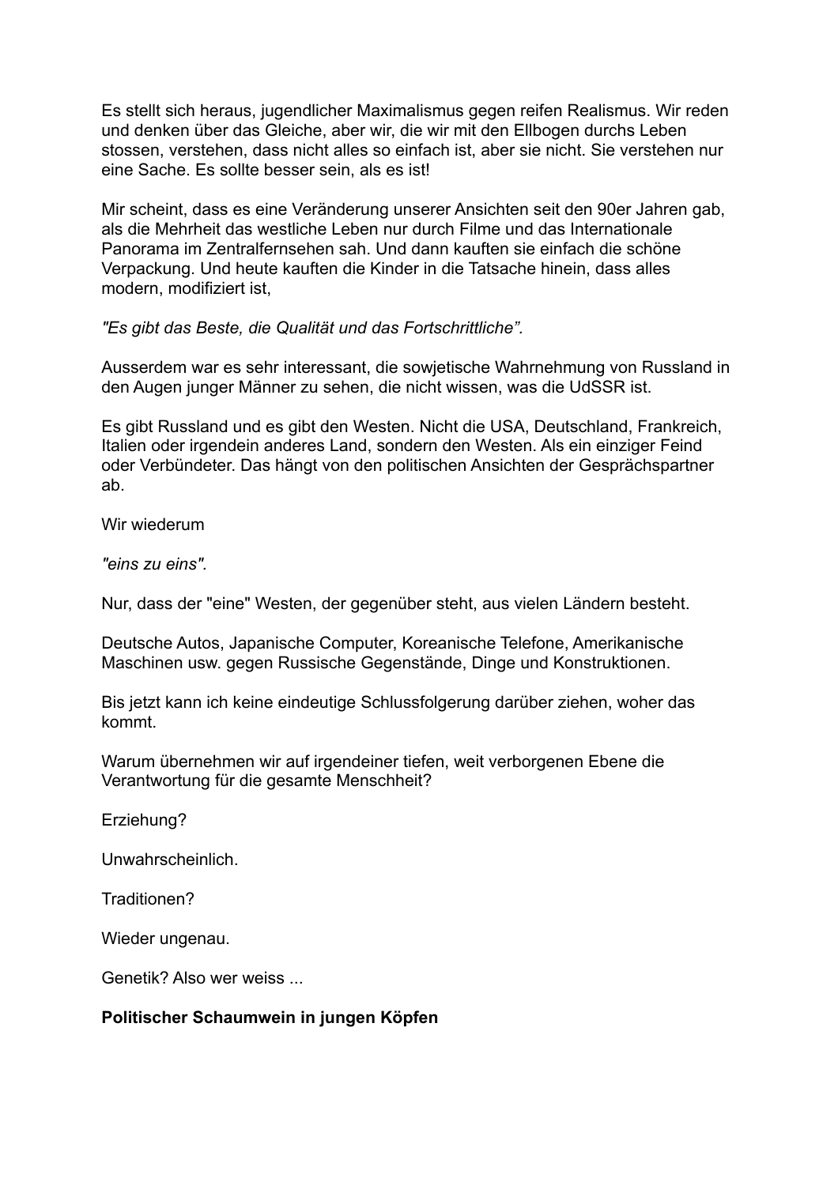Es stellt sich heraus, jugendlicher Maximalismus gegen reifen Realismus. Wir reden und denken über das Gleiche, aber wir, die wir mit den Ellbogen durchs Leben stossen, verstehen, dass nicht alles so einfach ist, aber sie nicht. Sie verstehen nur eine Sache. Es sollte besser sein, als es ist!

Mir scheint, dass es eine Veränderung unserer Ansichten seit den 90er Jahren gab, als die Mehrheit das westliche Leben nur durch Filme und das Internationale Panorama im Zentralfernsehen sah. Und dann kauften sie einfach die schöne Verpackung. Und heute kauften die Kinder in die Tatsache hinein, dass alles modern, modifiziert ist,

*"Es gibt das Beste, die Qualität und das Fortschrittliche".*

Ausserdem war es sehr interessant, die sowjetische Wahrnehmung von Russland in den Augen junger Männer zu sehen, die nicht wissen, was die UdSSR ist.

Es gibt Russland und es gibt den Westen. Nicht die USA, Deutschland, Frankreich, Italien oder irgendein anderes Land, sondern den Westen. Als ein einziger Feind oder Verbündeter. Das hängt von den politischen Ansichten der Gesprächspartner ab.

Wir wiederum

*"eins zu eins".*

Nur, dass der "eine" Westen, der gegenüber steht, aus vielen Ländern besteht.

Deutsche Autos, Japanische Computer, Koreanische Telefone, Amerikanische Maschinen usw. gegen Russische Gegenstände, Dinge und Konstruktionen.

Bis jetzt kann ich keine eindeutige Schlussfolgerung darüber ziehen, woher das kommt.

Warum übernehmen wir auf irgendeiner tiefen, weit verborgenen Ebene die Verantwortung für die gesamte Menschheit?

Erziehung?

Unwahrscheinlich.

Traditionen?

Wieder ungenau.

Genetik? Also wer weiss ...

**Politischer Schaumwein in jungen Köpfen**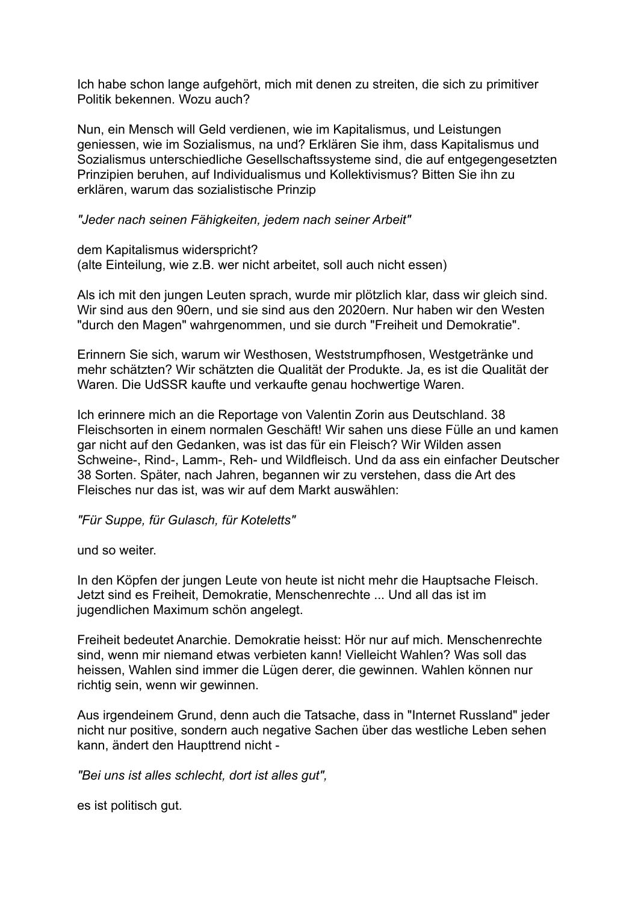Ich habe schon lange aufgehört, mich mit denen zu streiten, die sich zu primitiver Politik bekennen. Wozu auch?

Nun, ein Mensch will Geld verdienen, wie im Kapitalismus, und Leistungen geniessen, wie im Sozialismus, na und? Erklären Sie ihm, dass Kapitalismus und Sozialismus unterschiedliche Gesellschaftssysteme sind, die auf entgegengesetzten Prinzipien beruhen, auf Individualismus und Kollektivismus? Bitten Sie ihn zu erklären, warum das sozialistische Prinzip

*"Jeder nach seinen Fähigkeiten, jedem nach seiner Arbeit"*

dem Kapitalismus widerspricht?
(alte Einteilung, wie z.B. wer nicht arbeitet, soll auch nicht essen)

Als ich mit den jungen Leuten sprach, wurde mir plötzlich klar, dass wir gleich sind. Wir sind aus den 90ern, und sie sind aus den 2020ern. Nur haben wir den Westen "durch den Magen" wahrgenommen, und sie durch "Freiheit und Demokratie".

Erinnern Sie sich, warum wir Westhosen, Weststrumpfhosen, Westgetränke und mehr schätzten? Wir schätzten die Qualität der Produkte. Ja, es ist die Qualität der Waren. Die UdSSR kaufte und verkaufte genau hochwertige Waren.

Ich erinnere mich an die Reportage von Valentin Zorin aus Deutschland. 38 Fleischsorten in einem normalen Geschäft! Wir sahen uns diese Fülle an und kamen gar nicht auf den Gedanken, was ist das für ein Fleisch? Wir Wilden assen Schweine-, Rind-, Lamm-, Reh- und Wildfleisch. Und da ass ein einfacher Deutscher 38 Sorten. Später, nach Jahren, begannen wir zu verstehen, dass die Art des Fleisches nur das ist, was wir auf dem Markt auswählen:

*"Für Suppe, für Gulasch, für Koteletts"*

und so weiter.

In den Köpfen der jungen Leute von heute ist nicht mehr die Hauptsache Fleisch. Jetzt sind es Freiheit, Demokratie, Menschenrechte ... Und all das ist im jugendlichen Maximum schön angelegt.

Freiheit bedeutet Anarchie. Demokratie heisst: Hör nur auf mich. Menschenrechte sind, wenn mir niemand etwas verbieten kann! Vielleicht Wahlen? Was soll das heissen, Wahlen sind immer die Lügen derer, die gewinnen. Wahlen können nur richtig sein, wenn wir gewinnen.

Aus irgendeinem Grund, denn auch die Tatsache, dass in "Internet Russland" jeder nicht nur positive, sondern auch negative Sachen über das westliche Leben sehen kann, ändert den Haupttrend nicht -

*"Bei uns ist alles schlecht, dort ist alles gut",*

es ist politisch gut.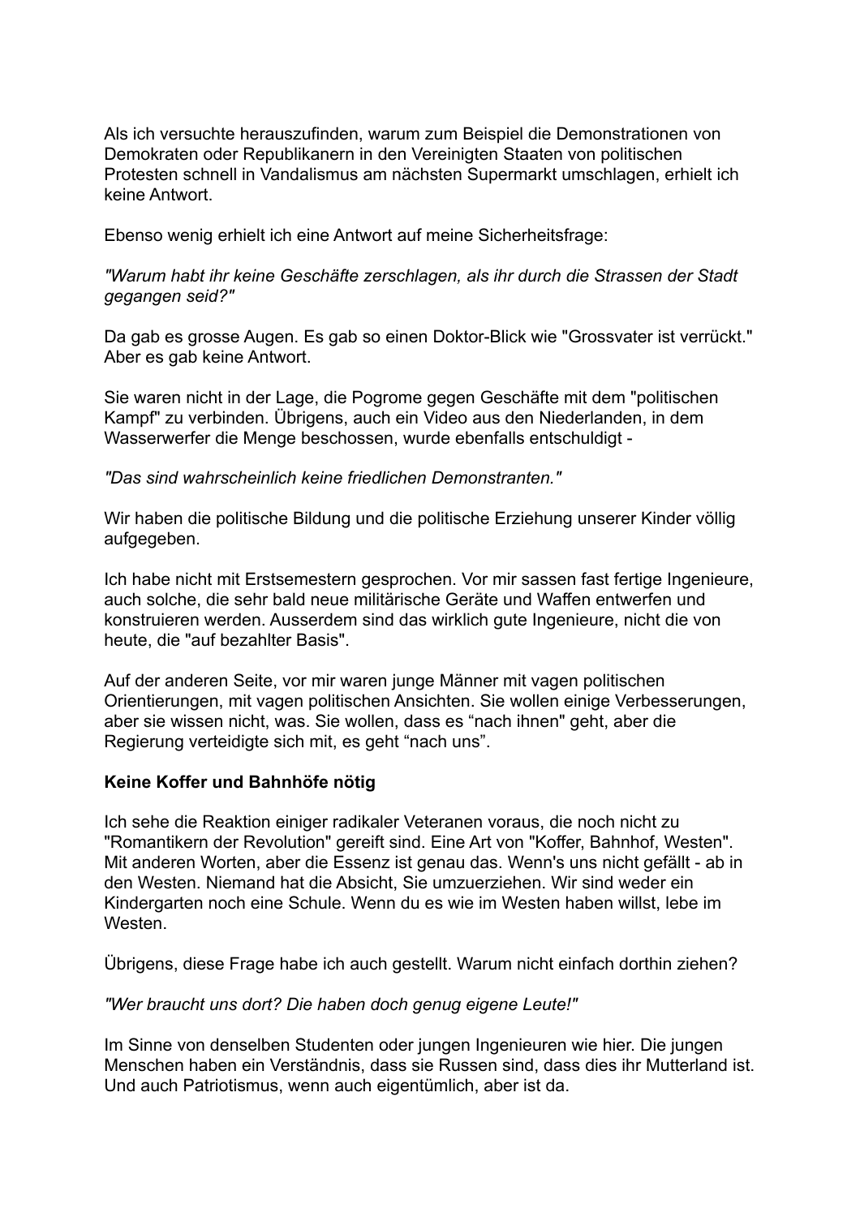Als ich versuchte herauszufinden, warum zum Beispiel die Demonstrationen von Demokraten oder Republikanern in den Vereinigten Staaten von politischen Protesten schnell in Vandalismus am nächsten Supermarkt umschlagen, erhielt ich keine Antwort.

Ebenso wenig erhielt ich eine Antwort auf meine Sicherheitsfrage:

*"Warum habt ihr keine Geschäfte zerschlagen, als ihr durch die Strassen der Stadt gegangen seid?"*

Da gab es grosse Augen. Es gab so einen Doktor-Blick wie "Grossvater ist verrückt." Aber es gab keine Antwort.

Sie waren nicht in der Lage, die Pogrome gegen Geschäfte mit dem "politischen Kampf" zu verbinden. Übrigens, auch ein Video aus den Niederlanden, in dem Wasserwerfer die Menge beschossen, wurde ebenfalls entschuldigt -

*"Das sind wahrscheinlich keine friedlichen Demonstranten."*

Wir haben die politische Bildung und die politische Erziehung unserer Kinder völlig aufgegeben.

Ich habe nicht mit Erstsemestern gesprochen. Vor mir sassen fast fertige Ingenieure, auch solche, die sehr bald neue militärische Geräte und Waffen entwerfen und konstruieren werden. Ausserdem sind das wirklich gute Ingenieure, nicht die von heute, die "auf bezahlter Basis".

Auf der anderen Seite, vor mir waren junge Männer mit vagen politischen Orientierungen, mit vagen politischen Ansichten. Sie wollen einige Verbesserungen, aber sie wissen nicht, was. Sie wollen, dass es “nach ihnen" geht, aber die Regierung verteidigte sich mit, es geht “nach uns”.

**Keine Koffer und Bahnhöfe nötig**

Ich sehe die Reaktion einiger radikaler Veteranen voraus, die noch nicht zu "Romantikern der Revolution" gereift sind. Eine Art von "Koffer, Bahnhof, Westen". Mit anderen Worten, aber die Essenz ist genau das. Wenn's uns nicht gefällt - ab in den Westen. Niemand hat die Absicht, Sie umzuerziehen. Wir sind weder ein Kindergarten noch eine Schule. Wenn du es wie im Westen haben willst, lebe im Westen.

Übrigens, diese Frage habe ich auch gestellt. Warum nicht einfach dorthin ziehen?

*"Wer braucht uns dort? Die haben doch genug eigene Leute!"*

Im Sinne von denselben Studenten oder jungen Ingenieuren wie hier. Die jungen Menschen haben ein Verständnis, dass sie Russen sind, dass dies ihr Mutterland ist. Und auch Patriotismus, wenn auch eigentümlich, aber ist da.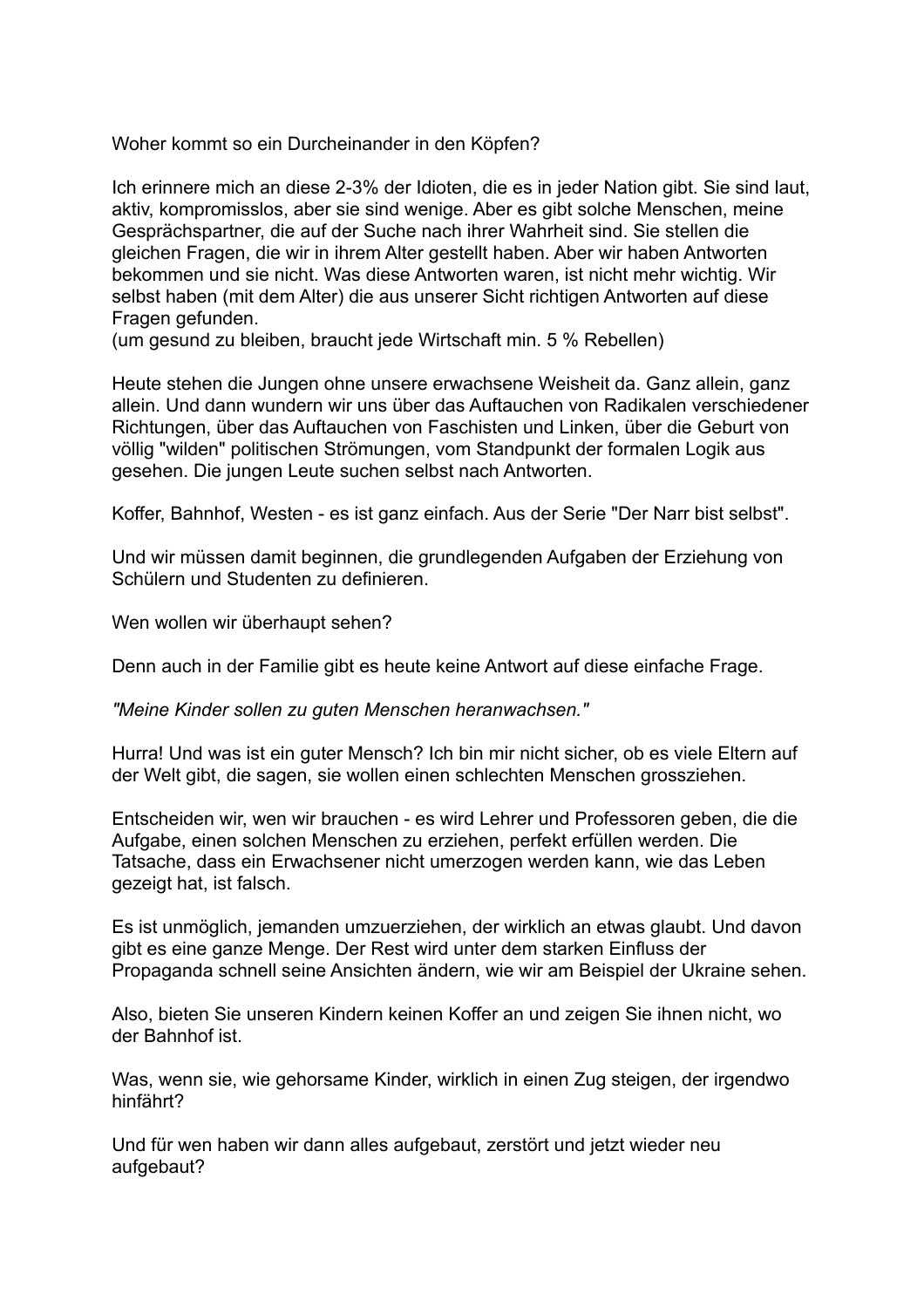Woher kommt so ein Durcheinander in den Köpfen?

Ich erinnere mich an diese 2-3% der Idioten, die es in jeder Nation gibt. Sie sind laut, aktiv, kompromisslos, aber sie sind wenige. Aber es gibt solche Menschen, meine Gesprächspartner, die auf der Suche nach ihrer Wahrheit sind. Sie stellen die gleichen Fragen, die wir in ihrem Alter gestellt haben. Aber wir haben Antworten bekommen und sie nicht. Was diese Antworten waren, ist nicht mehr wichtig. Wir selbst haben (mit dem Alter) die aus unserer Sicht richtigen Antworten auf diese Fragen gefunden.
(um gesund zu bleiben, braucht jede Wirtschaft min. 5 % Rebellen)

Heute stehen die Jungen ohne unsere erwachsene Weisheit da. Ganz allein, ganz allein. Und dann wundern wir uns über das Auftauchen von Radikalen verschiedener Richtungen, über das Auftauchen von Faschisten und Linken, über die Geburt von völlig "wilden" politischen Strömungen, vom Standpunkt der formalen Logik aus gesehen. Die jungen Leute suchen selbst nach Antworten.

Koffer, Bahnhof, Westen - es ist ganz einfach. Aus der Serie "Der Narr bist selbst".

Und wir müssen damit beginnen, die grundlegenden Aufgaben der Erziehung von Schülern und Studenten zu definieren.

Wen wollen wir überhaupt sehen?

Denn auch in der Familie gibt es heute keine Antwort auf diese einfache Frage.

*"Meine Kinder sollen zu guten Menschen heranwachsen."*

Hurra! Und was ist ein guter Mensch? Ich bin mir nicht sicher, ob es viele Eltern auf der Welt gibt, die sagen, sie wollen einen schlechten Menschen grossziehen.

Entscheiden wir, wen wir brauchen - es wird Lehrer und Professoren geben, die die Aufgabe, einen solchen Menschen zu erziehen, perfekt erfüllen werden. Die Tatsache, dass ein Erwachsener nicht umerzogen werden kann, wie das Leben gezeigt hat, ist falsch.

Es ist unmöglich, jemanden umzuerziehen, der wirklich an etwas glaubt. Und davon gibt es eine ganze Menge. Der Rest wird unter dem starken Einfluss der Propaganda schnell seine Ansichten ändern, wie wir am Beispiel der Ukraine sehen.

Also, bieten Sie unseren Kindern keinen Koffer an und zeigen Sie ihnen nicht, wo der Bahnhof ist.

Was, wenn sie, wie gehorsame Kinder, wirklich in einen Zug steigen, der irgendwo hinfährt?

Und für wen haben wir dann alles aufgebaut, zerstört und jetzt wieder neu aufgebaut?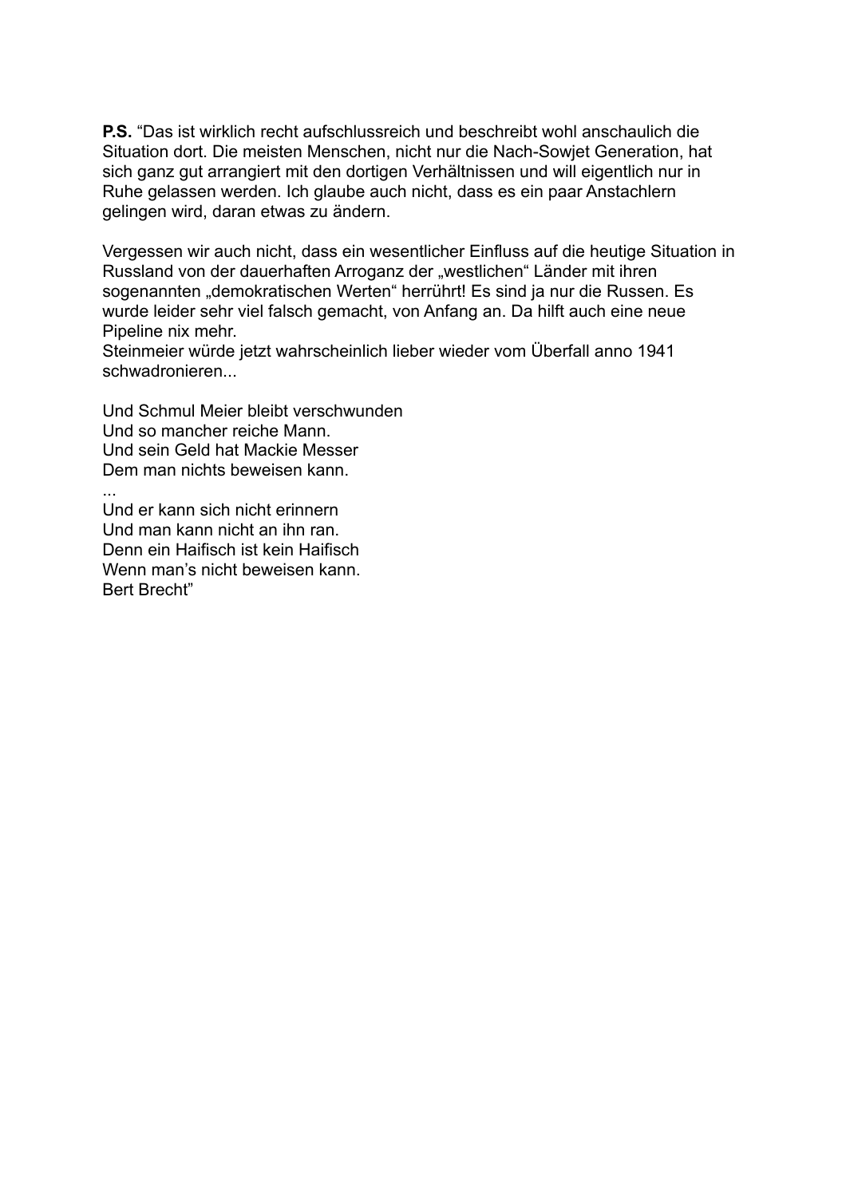**P.S.** “Das ist wirklich recht aufschlussreich und beschreibt wohl anschaulich die Situation dort. Die meisten Menschen, nicht nur die Nach-Sowjet Generation, hat sich ganz gut arrangiert mit den dortigen Verhältnissen und will eigentlich nur in Ruhe gelassen werden. Ich glaube auch nicht, dass es ein paar Anstachlern gelingen wird, daran etwas zu ändern.

Vergessen wir auch nicht, dass ein wesentlicher Einfluss auf die heutige Situation in Russland von der dauerhaften Arroganz der „westlichen“ Länder mit ihren sogenannten „demokratischen Werten“ herrührt! Es sind ja nur die Russen. Es wurde leider sehr viel falsch gemacht, von Anfang an. Da hilft auch eine neue Pipeline nix mehr.
Steinmeier würde jetzt wahrscheinlich lieber wieder vom Überfall anno 1941 schwadronieren...

Und Schmul Meier bleibt verschwunden
Und so mancher reiche Mann.
Und sein Geld hat Mackie Messer
Dem man nichts beweisen kann.
...
Und er kann sich nicht erinnern
Und man kann nicht an ihn ran.
Denn ein Haifisch ist kein Haifisch
Wenn man’s nicht beweisen kann.
Bert Brecht”